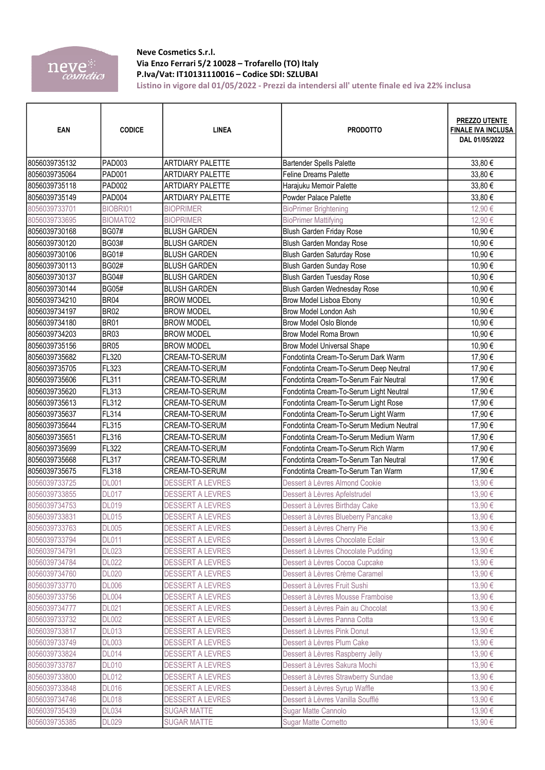**Neve Cosmetics S.r.l.**
**Via Enzo Ferrari 5/2 10028 – Trofarello (TO) Italy**
**P.Iva/Vat: IT10131110016 – Codice SDI: SZLUBAI**
**Listino in vigore dal 01/05/2022 - Prezzi da intendersi all' utente finale ed iva 22% inclusa**

| EAN | CODICE | LINEA | PRODOTTO | PREZZO UTENTE FINALE IVA INCLUSA DAL 01/05/2022 |
|---|---|---|---|---|
| 8056039735132 | PAD003 | ARTDIARY PALETTE | Bartender Spells Palette | 33,80 € |
| 8056039735064 | PAD001 | ARTDIARY PALETTE | Feline Dreams Palette | 33,80 € |
| 8056039735118 | PAD002 | ARTDIARY PALETTE | Harajuku Memoir Palette | 33,80 € |
| 8056039735149 | PAD004 | ARTDIARY PALETTE | Powder Palace Palette | 33,80 € |
| 8056039733701 | BIOBRI01 | BIOPRIMER | BioPrimer Brightening | 12,90 € |
| 8056039733695 | BIOMAT02 | BIOPRIMER | BioPrimer Mattifying | 12,90 € |
| 8056039730168 | BG07# | BLUSH GARDEN | Blush Garden Friday Rose | 10,90 € |
| 8056039730120 | BG03# | BLUSH GARDEN | Blush Garden Monday Rose | 10,90 € |
| 8056039730106 | BG01# | BLUSH GARDEN | Blush Garden Saturday Rose | 10,90 € |
| 8056039730113 | BG02# | BLUSH GARDEN | Blush Garden Sunday Rose | 10,90 € |
| 8056039730137 | BG04# | BLUSH GARDEN | Blush Garden Tuesday Rose | 10,90 € |
| 8056039730144 | BG05# | BLUSH GARDEN | Blush Garden Wednesday Rose | 10,90 € |
| 8056039734210 | BR04 | BROW MODEL | Brow Model Lisboa Ebony | 10,90 € |
| 8056039734197 | BR02 | BROW MODEL | Brow Model London Ash | 10,90 € |
| 8056039734180 | BR01 | BROW MODEL | Brow Model Oslo Blonde | 10,90 € |
| 8056039734203 | BR03 | BROW MODEL | Brow Model Roma Brown | 10,90 € |
| 8056039735156 | BR05 | BROW MODEL | Brow Model Universal Shape | 10,90 € |
| 8056039735682 | FL320 | CREAM-TO-SERUM | Fondotinta Cream-To-Serum Dark Warm | 17,90 € |
| 8056039735705 | FL323 | CREAM-TO-SERUM | Fondotinta Cream-To-Serum Deep Neutral | 17,90 € |
| 8056039735606 | FL311 | CREAM-TO-SERUM | Fondotinta Cream-To-Serum Fair Neutral | 17,90 € |
| 8056039735620 | FL313 | CREAM-TO-SERUM | Fondotinta Cream-To-Serum Light Neutral | 17,90 € |
| 8056039735613 | FL312 | CREAM-TO-SERUM | Fondotinta Cream-To-Serum Light Rose | 17,90 € |
| 8056039735637 | FL314 | CREAM-TO-SERUM | Fondotinta Cream-To-Serum Light Warm | 17,90 € |
| 8056039735644 | FL315 | CREAM-TO-SERUM | Fondotinta Cream-To-Serum Medium Neutral | 17,90 € |
| 8056039735651 | FL316 | CREAM-TO-SERUM | Fondotinta Cream-To-Serum Medium Warm | 17,90 € |
| 8056039735699 | FL322 | CREAM-TO-SERUM | Fondotinta Cream-To-Serum Rich Warm | 17,90 € |
| 8056039735668 | FL317 | CREAM-TO-SERUM | Fondotinta Cream-To-Serum Tan Neutral | 17,90 € |
| 8056039735675 | FL318 | CREAM-TO-SERUM | Fondotinta Cream-To-Serum Tan Warm | 17,90 € |
| 8056039733725 | DL001 | DESSERT A LEVRES | Dessert à Lèvres Almond Cookie | 13,90 € |
| 8056039733855 | DL017 | DESSERT A LEVRES | Dessert à Lèvres Apfelstrudel | 13,90 € |
| 8056039734753 | DL019 | DESSERT A LEVRES | Dessert à Lèvres Birthday Cake | 13,90 € |
| 8056039733831 | DL015 | DESSERT A LEVRES | Dessert à Lèvres Blueberry Pancake | 13,90 € |
| 8056039733763 | DL005 | DESSERT A LEVRES | Dessert à Lèvres Cherry Pie | 13,90 € |
| 8056039733794 | DL011 | DESSERT A LEVRES | Dessert à Lèvres Chocolate Eclair | 13,90 € |
| 8056039734791 | DL023 | DESSERT A LEVRES | Dessert à Lèvres Chocolate Pudding | 13,90 € |
| 8056039734784 | DL022 | DESSERT A LEVRES | Dessert à Lèvres Cocoa Cupcake | 13,90 € |
| 8056039734760 | DL020 | DESSERT A LEVRES | Dessert à Lèvres Crème Caramel | 13,90 € |
| 8056039733770 | DL006 | DESSERT A LEVRES | Dessert à Lèvres Fruit Sushi | 13,90 € |
| 8056039733756 | DL004 | DESSERT A LEVRES | Dessert à Lèvres Mousse Framboise | 13,90 € |
| 8056039734777 | DL021 | DESSERT A LEVRES | Dessert à Lèvres Pain au Chocolat | 13,90 € |
| 8056039733732 | DL002 | DESSERT A LEVRES | Dessert à Lèvres Panna Cotta | 13,90 € |
| 8056039733817 | DL013 | DESSERT A LEVRES | Dessert à Lèvres Pink Donut | 13,90 € |
| 8056039733749 | DL003 | DESSERT A LEVRES | Dessert à Lèvres Plum Cake | 13,90 € |
| 8056039733824 | DL014 | DESSERT A LEVRES | Dessert à Lèvres Raspberry Jelly | 13,90 € |
| 8056039733787 | DL010 | DESSERT A LEVRES | Dessert à Lèvres Sakura Mochi | 13,90 € |
| 8056039733800 | DL012 | DESSERT A LEVRES | Dessert à Lèvres Strawberry Sundae | 13,90 € |
| 8056039733848 | DL016 | DESSERT A LEVRES | Dessert à Lèvres Syrup Waffle | 13,90 € |
| 8056039734746 | DL018 | DESSERT A LEVRES | Dessert à Lèvres Vanilla Soufflé | 13,90 € |
| 8056039735439 | DL034 | SUGAR MATTE | Sugar Matte Cannolo | 13,90 € |
| 8056039735385 | DL029 | SUGAR MATTE | Sugar Matte Cornetto | 13,90 € |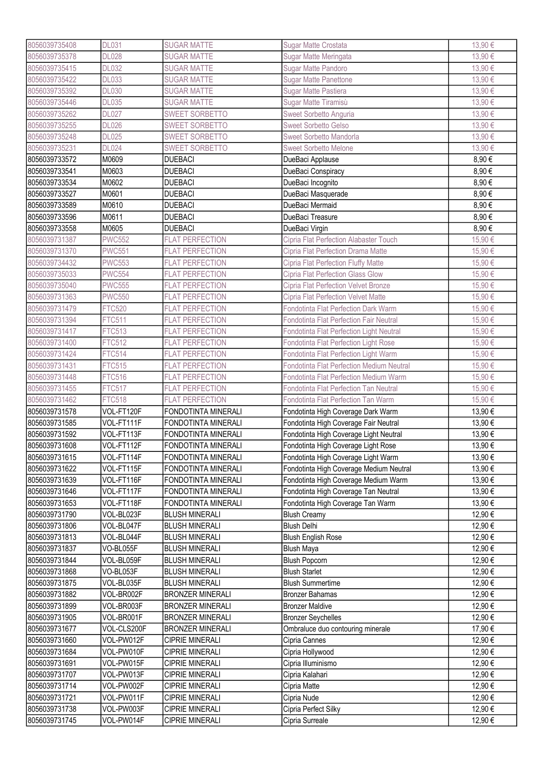| | | | | |
|---|---|---|---|---|
| 8056039735408 | DL031 | SUGAR MATTE | Sugar Matte Crostata | 13,90 € |
| 8056039735378 | DL028 | SUGAR MATTE | Sugar Matte Meringata | 13,90 € |
| 8056039735415 | DL032 | SUGAR MATTE | Sugar Matte Pandoro | 13,90 € |
| 8056039735422 | DL033 | SUGAR MATTE | Sugar Matte Panettone | 13,90 € |
| 8056039735392 | DL030 | SUGAR MATTE | Sugar Matte Pastiera | 13,90 € |
| 8056039735446 | DL035 | SUGAR MATTE | Sugar Matte Tiramisù | 13,90 € |
| 8056039735262 | DL027 | SWEET SORBETTO | Sweet Sorbetto Anguria | 13,90 € |
| 8056039735255 | DL026 | SWEET SORBETTO | Sweet Sorbetto Gelso | 13,90 € |
| 8056039735248 | DL025 | SWEET SORBETTO | Sweet Sorbetto Mandorla | 13,90 € |
| 8056039735231 | DL024 | SWEET SORBETTO | Sweet Sorbetto Melone | 13,90 € |
| 8056039733572 | M0609 | DUEBACI | DueBaci Applause | 8,90 € |
| 8056039733541 | M0603 | DUEBACI | DueBaci Conspiracy | 8,90 € |
| 8056039733534 | M0602 | DUEBACI | DueBaci Incognito | 8,90 € |
| 8056039733527 | M0601 | DUEBACI | DueBaci Masquerade | 8,90 € |
| 8056039733589 | M0610 | DUEBACI | DueBaci Mermaid | 8,90 € |
| 8056039733596 | M0611 | DUEBACI | DueBaci Treasure | 8,90 € |
| 8056039733558 | M0605 | DUEBACI | DueBaci Virgin | 8,90 € |
| 8056039731387 | PWC552 | FLAT PERFECTION | Cipria Flat Perfection Alabaster Touch | 15,90 € |
| 8056039731370 | PWC551 | FLAT PERFECTION | Cipria Flat Perfection Drama Matte | 15,90 € |
| 8056039734432 | PWC553 | FLAT PERFECTION | Cipria Flat Perfection Fluffy Matte | 15,90 € |
| 8056039735033 | PWC554 | FLAT PERFECTION | Cipria Flat Perfection Glass Glow | 15,90 € |
| 8056039735040 | PWC555 | FLAT PERFECTION | Cipria Flat Perfection Velvet Bronze | 15,90 € |
| 8056039731363 | PWC550 | FLAT PERFECTION | Cipria Flat Perfection Velvet Matte | 15,90 € |
| 8056039731479 | FTC520 | FLAT PERFECTION | Fondotinta Flat Perfection Dark Warm | 15,90 € |
| 8056039731394 | FTC511 | FLAT PERFECTION | Fondotinta Flat Perfection Fair Neutral | 15,90 € |
| 8056039731417 | FTC513 | FLAT PERFECTION | Fondotinta Flat Perfection Light Neutral | 15,90 € |
| 8056039731400 | FTC512 | FLAT PERFECTION | Fondotinta Flat Perfection Light Rose | 15,90 € |
| 8056039731424 | FTC514 | FLAT PERFECTION | Fondotinta Flat Perfection Light Warm | 15,90 € |
| 8056039731431 | FTC515 | FLAT PERFECTION | Fondotinta Flat Perfection Medium Neutral | 15,90 € |
| 8056039731448 | FTC516 | FLAT PERFECTION | Fondotinta Flat Perfection Medium Warm | 15,90 € |
| 8056039731455 | FTC517 | FLAT PERFECTION | Fondotinta Flat Perfection Tan Neutral | 15,90 € |
| 8056039731462 | FTC518 | FLAT PERFECTION | Fondotinta Flat Perfection Tan Warm | 15,90 € |
| 8056039731578 | VOL-FT120F | FONDOTINTA MINERALI | Fondotinta High Coverage Dark Warm | 13,90 € |
| 8056039731585 | VOL-FT111F | FONDOTINTA MINERALI | Fondotinta High Coverage Fair Neutral | 13,90 € |
| 8056039731592 | VOL-FT113F | FONDOTINTA MINERALI | Fondotinta High Coverage Light Neutral | 13,90 € |
| 8056039731608 | VOL-FT112F | FONDOTINTA MINERALI | Fondotinta High Coverage Light Rose | 13,90 € |
| 8056039731615 | VOL-FT114F | FONDOTINTA MINERALI | Fondotinta High Coverage Light Warm | 13,90 € |
| 8056039731622 | VOL-FT115F | FONDOTINTA MINERALI | Fondotinta High Coverage Medium Neutral | 13,90 € |
| 8056039731639 | VOL-FT116F | FONDOTINTA MINERALI | Fondotinta High Coverage Medium Warm | 13,90 € |
| 8056039731646 | VOL-FT117F | FONDOTINTA MINERALI | Fondotinta High Coverage Tan Neutral | 13,90 € |
| 8056039731653 | VOL-FT118F | FONDOTINTA MINERALI | Fondotinta High Coverage Tan Warm | 13,90 € |
| 8056039731790 | VOL-BL023F | BLUSH MINERALI | Blush Creamy | 12,90 € |
| 8056039731806 | VOL-BL047F | BLUSH MINERALI | Blush Delhi | 12,90 € |
| 8056039731813 | VOL-BL044F | BLUSH MINERALI | Blush English Rose | 12,90 € |
| 8056039731837 | VO-BL055F | BLUSH MINERALI | Blush Maya | 12,90 € |
| 8056039731844 | VOL-BL059F | BLUSH MINERALI | Blush Popcorn | 12,90 € |
| 8056039731868 | VO-BL053F | BLUSH MINERALI | Blush Starlet | 12,90 € |
| 8056039731875 | VOL-BL035F | BLUSH MINERALI | Blush Summertime | 12,90 € |
| 8056039731882 | VOL-BR002F | BRONZER MINERALI | Bronzer Bahamas | 12,90 € |
| 8056039731899 | VOL-BR003F | BRONZER MINERALI | Bronzer Maldive | 12,90 € |
| 8056039731905 | VOL-BR001F | BRONZER MINERALI | Bronzer Seychelles | 12,90 € |
| 8056039731677 | VOL-CLS200F | BRONZER MINERALI | Ombraluce duo contouring minerale | 17,90 € |
| 8056039731660 | VOL-PW012F | CIPRIE MINERALI | Cipria Cannes | 12,90 € |
| 8056039731684 | VOL-PW010F | CIPRIE MINERALI | Cipria Hollywood | 12,90 € |
| 8056039731691 | VOL-PW015F | CIPRIE MINERALI | Cipria Illuminismo | 12,90 € |
| 8056039731707 | VOL-PW013F | CIPRIE MINERALI | Cipria Kalahari | 12,90 € |
| 8056039731714 | VOL-PW002F | CIPRIE MINERALI | Cipria Matte | 12,90 € |
| 8056039731721 | VOL-PW011F | CIPRIE MINERALI | Cipria Nude | 12,90 € |
| 8056039731738 | VOL-PW003F | CIPRIE MINERALI | Cipria Perfect Silky | 12,90 € |
| 8056039731745 | VOL-PW014F | CIPRIE MINERALI | Cipria Surreale | 12,90 € |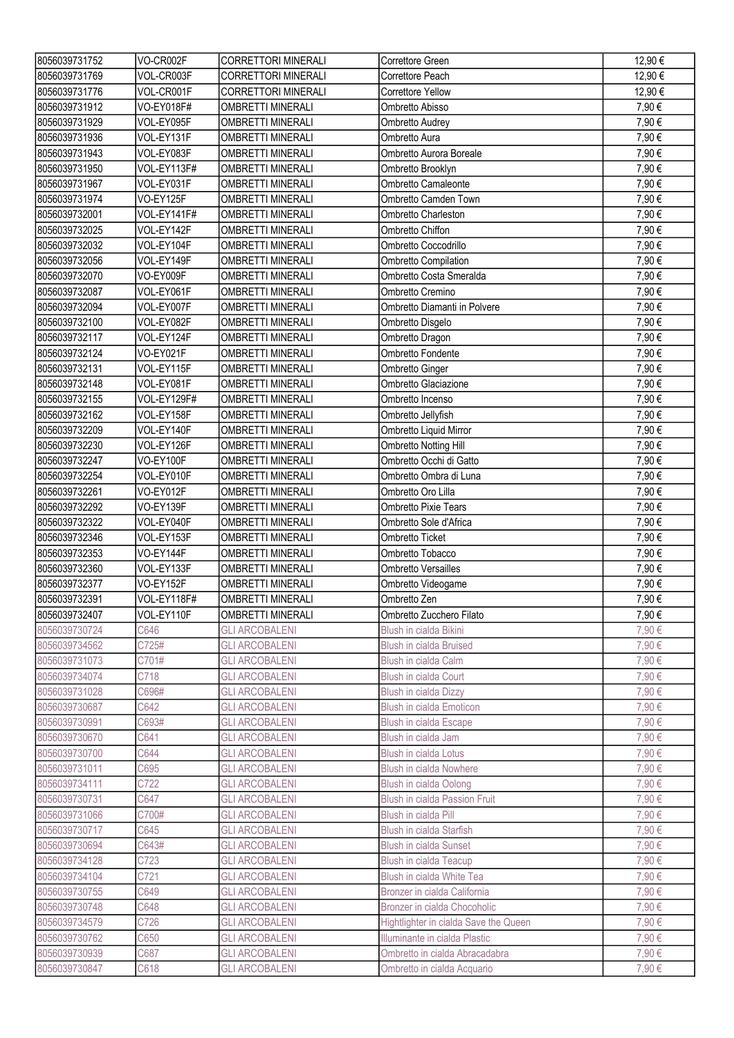| 8056039731752 | VO-CR002F | CORRETTORI MINERALI | Correttore Green | 12,90 € |
|---|---|---|---|---|
| 8056039731769 | VOL-CR003F | CORRETTORI MINERALI | Correttore Peach | 12,90 € |
| 8056039731776 | VOL-CR001F | CORRETTORI MINERALI | Correttore Yellow | 12,90 € |
| 8056039731912 | VO-EY018F# | OMBRETTI MINERALI | Ombretto Abisso | 7,90 € |
| 8056039731929 | VOL-EY095F | OMBRETTI MINERALI | Ombretto Audrey | 7,90 € |
| 8056039731936 | VOL-EY131F | OMBRETTI MINERALI | Ombretto Aura | 7,90 € |
| 8056039731943 | VOL-EY083F | OMBRETTI MINERALI | Ombretto Aurora Boreale | 7,90 € |
| 8056039731950 | VOL-EY113F# | OMBRETTI MINERALI | Ombretto Brooklyn | 7,90 € |
| 8056039731967 | VOL-EY031F | OMBRETTI MINERALI | Ombretto Camaleonte | 7,90 € |
| 8056039731974 | VO-EY125F | OMBRETTI MINERALI | Ombretto Camden Town | 7,90 € |
| 8056039732001 | VOL-EY141F# | OMBRETTI MINERALI | Ombretto Charleston | 7,90 € |
| 8056039732025 | VOL-EY142F | OMBRETTI MINERALI | Ombretto Chiffon | 7,90 € |
| 8056039732032 | VOL-EY104F | OMBRETTI MINERALI | Ombretto Coccodrillo | 7,90 € |
| 8056039732056 | VOL-EY149F | OMBRETTI MINERALI | Ombretto Compilation | 7,90 € |
| 8056039732070 | VO-EY009F | OMBRETTI MINERALI | Ombretto Costa Smeralda | 7,90 € |
| 8056039732087 | VOL-EY061F | OMBRETTI MINERALI | Ombretto Cremino | 7,90 € |
| 8056039732094 | VOL-EY007F | OMBRETTI MINERALI | Ombretto Diamanti in Polvere | 7,90 € |
| 8056039732100 | VOL-EY082F | OMBRETTI MINERALI | Ombretto Disgelo | 7,90 € |
| 8056039732117 | VOL-EY124F | OMBRETTI MINERALI | Ombretto Dragon | 7,90 € |
| 8056039732124 | VO-EY021F | OMBRETTI MINERALI | Ombretto Fondente | 7,90 € |
| 8056039732131 | VOL-EY115F | OMBRETTI MINERALI | Ombretto Ginger | 7,90 € |
| 8056039732148 | VOL-EY081F | OMBRETTI MINERALI | Ombretto Glaciazione | 7,90 € |
| 8056039732155 | VOL-EY129F# | OMBRETTI MINERALI | Ombretto Incenso | 7,90 € |
| 8056039732162 | VOL-EY158F | OMBRETTI MINERALI | Ombretto Jellyfish | 7,90 € |
| 8056039732209 | VOL-EY140F | OMBRETTI MINERALI | Ombretto Liquid Mirror | 7,90 € |
| 8056039732230 | VOL-EY126F | OMBRETTI MINERALI | Ombretto Notting Hill | 7,90 € |
| 8056039732247 | VO-EY100F | OMBRETTI MINERALI | Ombretto Occhi di Gatto | 7,90 € |
| 8056039732254 | VOL-EY010F | OMBRETTI MINERALI | Ombretto Ombra di Luna | 7,90 € |
| 8056039732261 | VO-EY012F | OMBRETTI MINERALI | Ombretto Oro Lilla | 7,90 € |
| 8056039732292 | VO-EY139F | OMBRETTI MINERALI | Ombretto Pixie Tears | 7,90 € |
| 8056039732322 | VOL-EY040F | OMBRETTI MINERALI | Ombretto Sole d'Africa | 7,90 € |
| 8056039732346 | VOL-EY153F | OMBRETTI MINERALI | Ombretto Ticket | 7,90 € |
| 8056039732353 | VO-EY144F | OMBRETTI MINERALI | Ombretto Tobacco | 7,90 € |
| 8056039732360 | VOL-EY133F | OMBRETTI MINERALI | Ombretto Versailles | 7,90 € |
| 8056039732377 | VO-EY152F | OMBRETTI MINERALI | Ombretto Videogame | 7,90 € |
| 8056039732391 | VOL-EY118F# | OMBRETTI MINERALI | Ombretto Zen | 7,90 € |
| 8056039732407 | VOL-EY110F | OMBRETTI MINERALI | Ombretto Zucchero Filato | 7,90 € |
| 8056039730724 | C646 | GLI ARCOBALENI | Blush in cialda Bikini | 7,90 € |
| 8056039734562 | C725# | GLI ARCOBALENI | Blush in cialda Bruised | 7,90 € |
| 8056039731073 | C701# | GLI ARCOBALENI | Blush in cialda Calm | 7,90 € |
| 8056039734074 | C718 | GLI ARCOBALENI | Blush in cialda Court | 7,90 € |
| 8056039731028 | C696# | GLI ARCOBALENI | Blush in cialda Dizzy | 7,90 € |
| 8056039730687 | C642 | GLI ARCOBALENI | Blush in cialda Emoticon | 7,90 € |
| 8056039730991 | C693# | GLI ARCOBALENI | Blush in cialda Escape | 7,90 € |
| 8056039730670 | C641 | GLI ARCOBALENI | Blush in cialda Jam | 7,90 € |
| 8056039730700 | C644 | GLI ARCOBALENI | Blush in cialda Lotus | 7,90 € |
| 8056039731011 | C695 | GLI ARCOBALENI | Blush in cialda Nowhere | 7,90 € |
| 8056039734111 | C722 | GLI ARCOBALENI | Blush in cialda Oolong | 7,90 € |
| 8056039730731 | C647 | GLI ARCOBALENI | Blush in cialda Passion Fruit | 7,90 € |
| 8056039731066 | C700# | GLI ARCOBALENI | Blush in cialda Pill | 7,90 € |
| 8056039730717 | C645 | GLI ARCOBALENI | Blush in cialda Starfish | 7,90 € |
| 8056039730694 | C643# | GLI ARCOBALENI | Blush in cialda Sunset | 7,90 € |
| 8056039734128 | C723 | GLI ARCOBALENI | Blush in cialda Teacup | 7,90 € |
| 8056039734104 | C721 | GLI ARCOBALENI | Blush in cialda White Tea | 7,90 € |
| 8056039730755 | C649 | GLI ARCOBALENI | Bronzer in cialda California | 7,90 € |
| 8056039730748 | C648 | GLI ARCOBALENI | Bronzer in cialda Chocoholic | 7,90 € |
| 8056039734579 | C726 | GLI ARCOBALENI | Hightlighter in cialda Save the Queen | 7,90 € |
| 8056039730762 | C650 | GLI ARCOBALENI | Illuminante in cialda Plastic | 7,90 € |
| 8056039730939 | C687 | GLI ARCOBALENI | Ombretto in cialda Abracadabra | 7,90 € |
| 8056039730847 | C618 | GLI ARCOBALENI | Ombretto in cialda Acquario | 7,90 € |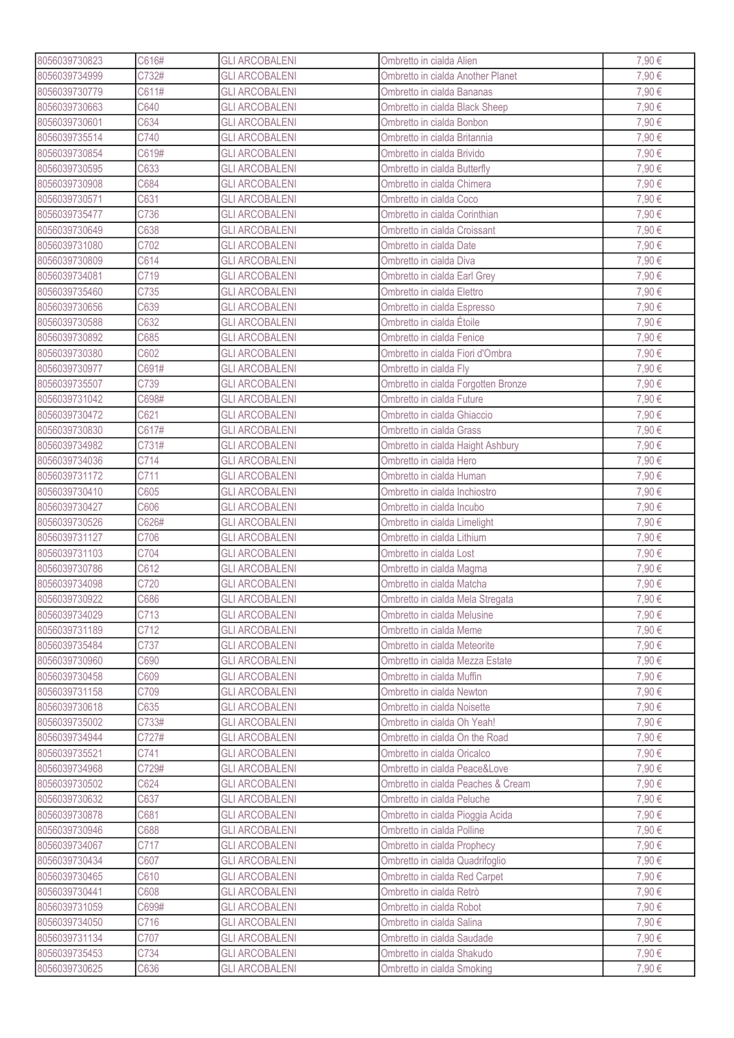| 8056039730823 | C616# | GLI ARCOBALENI | Ombretto in cialda Alien | 7,90 € |
|---|---|---|---|---|
| 8056039734999 | C732# | GLI ARCOBALENI | Ombretto in cialda Another Planet | 7,90 € |
| 8056039730779 | C611# | GLI ARCOBALENI | Ombretto in cialda Bananas | 7,90 € |
| 8056039730663 | C640 | GLI ARCOBALENI | Ombretto in cialda Black Sheep | 7,90 € |
| 8056039730601 | C634 | GLI ARCOBALENI | Ombretto in cialda Bonbon | 7,90 € |
| 8056039735514 | C740 | GLI ARCOBALENI | Ombretto in cialda Britannia | 7,90 € |
| 8056039730854 | C619# | GLI ARCOBALENI | Ombretto in cialda Brivido | 7,90 € |
| 8056039730595 | C633 | GLI ARCOBALENI | Ombretto in cialda Butterfly | 7,90 € |
| 8056039730908 | C684 | GLI ARCOBALENI | Ombretto in cialda Chimera | 7,90 € |
| 8056039730571 | C631 | GLI ARCOBALENI | Ombretto in cialda Coco | 7,90 € |
| 8056039735477 | C736 | GLI ARCOBALENI | Ombretto in cialda Corinthian | 7,90 € |
| 8056039730649 | C638 | GLI ARCOBALENI | Ombretto in cialda Croissant | 7,90 € |
| 8056039731080 | C702 | GLI ARCOBALENI | Ombretto in cialda Date | 7,90 € |
| 8056039730809 | C614 | GLI ARCOBALENI | Ombretto in cialda Diva | 7,90 € |
| 8056039734081 | C719 | GLI ARCOBALENI | Ombretto in cialda Earl Grey | 7,90 € |
| 8056039735460 | C735 | GLI ARCOBALENI | Ombretto in cialda Elettro | 7,90 € |
| 8056039730656 | C639 | GLI ARCOBALENI | Ombretto in cialda Espresso | 7,90 € |
| 8056039730588 | C632 | GLI ARCOBALENI | Ombretto in cialda Étoile | 7,90 € |
| 8056039730892 | C685 | GLI ARCOBALENI | Ombretto in cialda Fenice | 7,90 € |
| 8056039730380 | C602 | GLI ARCOBALENI | Ombretto in cialda Fiori d'Ombra | 7,90 € |
| 8056039730977 | C691# | GLI ARCOBALENI | Ombretto in cialda Fly | 7,90 € |
| 8056039735507 | C739 | GLI ARCOBALENI | Ombretto in cialda Forgotten Bronze | 7,90 € |
| 8056039731042 | C698# | GLI ARCOBALENI | Ombretto in cialda Future | 7,90 € |
| 8056039730472 | C621 | GLI ARCOBALENI | Ombretto in cialda Ghiaccio | 7,90 € |
| 8056039730830 | C617# | GLI ARCOBALENI | Ombretto in cialda Grass | 7,90 € |
| 8056039734982 | C731# | GLI ARCOBALENI | Ombretto in cialda Haight Ashbury | 7,90 € |
| 8056039734036 | C714 | GLI ARCOBALENI | Ombretto in cialda Hero | 7,90 € |
| 8056039731172 | C711 | GLI ARCOBALENI | Ombretto in cialda Human | 7,90 € |
| 8056039730410 | C605 | GLI ARCOBALENI | Ombretto in cialda Inchiostro | 7,90 € |
| 8056039730427 | C606 | GLI ARCOBALENI | Ombretto in cialda Incubo | 7,90 € |
| 8056039730526 | C626# | GLI ARCOBALENI | Ombretto in cialda Limelight | 7,90 € |
| 8056039731127 | C706 | GLI ARCOBALENI | Ombretto in cialda Lithium | 7,90 € |
| 8056039731103 | C704 | GLI ARCOBALENI | Ombretto in cialda Lost | 7,90 € |
| 8056039730786 | C612 | GLI ARCOBALENI | Ombretto in cialda Magma | 7,90 € |
| 8056039734098 | C720 | GLI ARCOBALENI | Ombretto in cialda Matcha | 7,90 € |
| 8056039730922 | C686 | GLI ARCOBALENI | Ombretto in cialda Mela Stregata | 7,90 € |
| 8056039734029 | C713 | GLI ARCOBALENI | Ombretto in cialda Melusine | 7,90 € |
| 8056039731189 | C712 | GLI ARCOBALENI | Ombretto in cialda Meme | 7,90 € |
| 8056039735484 | C737 | GLI ARCOBALENI | Ombretto in cialda Meteorite | 7,90 € |
| 8056039730960 | C690 | GLI ARCOBALENI | Ombretto in cialda Mezza Estate | 7,90 € |
| 8056039730458 | C609 | GLI ARCOBALENI | Ombretto in cialda Muffin | 7,90 € |
| 8056039731158 | C709 | GLI ARCOBALENI | Ombretto in cialda Newton | 7,90 € |
| 8056039730618 | C635 | GLI ARCOBALENI | Ombretto in cialda Noisette | 7,90 € |
| 8056039735002 | C733# | GLI ARCOBALENI | Ombretto in cialda Oh Yeah! | 7,90 € |
| 8056039734944 | C727# | GLI ARCOBALENI | Ombretto in cialda On the Road | 7,90 € |
| 8056039735521 | C741 | GLI ARCOBALENI | Ombretto in cialda Oricalco | 7,90 € |
| 8056039734968 | C729# | GLI ARCOBALENI | Ombretto in cialda Peace&Love | 7,90 € |
| 8056039730502 | C624 | GLI ARCOBALENI | Ombretto in cialda Peaches & Cream | 7,90 € |
| 8056039730632 | C637 | GLI ARCOBALENI | Ombretto in cialda Peluche | 7,90 € |
| 8056039730878 | C681 | GLI ARCOBALENI | Ombretto in cialda Pioggia Acida | 7,90 € |
| 8056039730946 | C688 | GLI ARCOBALENI | Ombretto in cialda Polline | 7,90 € |
| 8056039734067 | C717 | GLI ARCOBALENI | Ombretto in cialda Prophecy | 7,90 € |
| 8056039730434 | C607 | GLI ARCOBALENI | Ombretto in cialda Quadrifoglio | 7,90 € |
| 8056039730465 | C610 | GLI ARCOBALENI | Ombretto in cialda Red Carpet | 7,90 € |
| 8056039730441 | C608 | GLI ARCOBALENI | Ombretto in cialda Retrò | 7,90 € |
| 8056039731059 | C699# | GLI ARCOBALENI | Ombretto in cialda Robot | 7,90 € |
| 8056039734050 | C716 | GLI ARCOBALENI | Ombretto in cialda Salina | 7,90 € |
| 8056039731134 | C707 | GLI ARCOBALENI | Ombretto in cialda Saudade | 7,90 € |
| 8056039735453 | C734 | GLI ARCOBALENI | Ombretto in cialda Shakudo | 7,90 € |
| 8056039730625 | C636 | GLI ARCOBALENI | Ombretto in cialda Smoking | 7,90 € |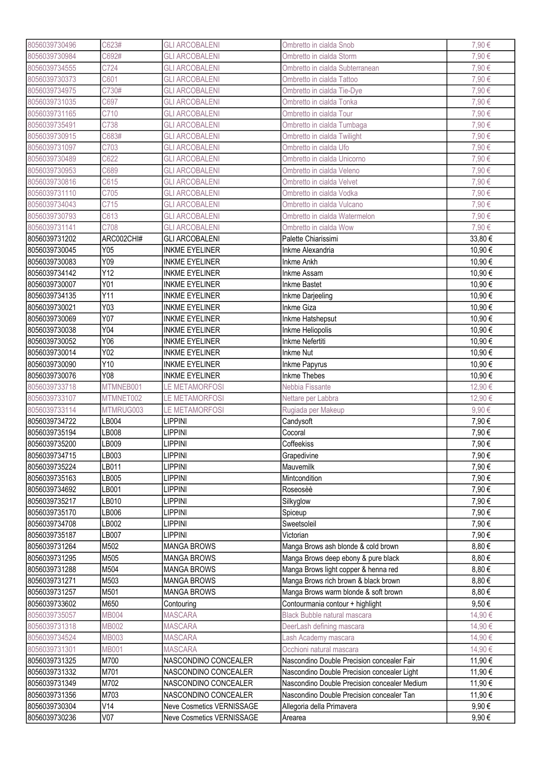| | | | | |
|---|---|---|---|---|
| 8056039730496 | C623# | GLI ARCOBALENI | Ombretto in cialda Snob | 7,90 € |
| 8056039730984 | C692# | GLI ARCOBALENI | Ombretto in cialda Storm | 7,90 € |
| 8056039734555 | C724 | GLI ARCOBALENI | Ombretto in cialda Subterranean | 7,90 € |
| 8056039730373 | C601 | GLI ARCOBALENI | Ombretto in cialda Tattoo | 7,90 € |
| 8056039734975 | C730# | GLI ARCOBALENI | Ombretto in cialda Tie-Dye | 7,90 € |
| 8056039731035 | C697 | GLI ARCOBALENI | Ombretto in cialda Tonka | 7,90 € |
| 8056039731165 | C710 | GLI ARCOBALENI | Ombretto in cialda Tour | 7,90 € |
| 8056039735491 | C738 | GLI ARCOBALENI | Ombretto in cialda Tumbaga | 7,90 € |
| 8056039730915 | C683# | GLI ARCOBALENI | Ombretto in cialda Twilight | 7,90 € |
| 8056039731097 | C703 | GLI ARCOBALENI | Ombretto in cialda Ufo | 7,90 € |
| 8056039730489 | C622 | GLI ARCOBALENI | Ombretto in cialda Unicorno | 7,90 € |
| 8056039730953 | C689 | GLI ARCOBALENI | Ombretto in cialda Veleno | 7,90 € |
| 8056039730816 | C615 | GLI ARCOBALENI | Ombretto in cialda Velvet | 7,90 € |
| 8056039731110 | C705 | GLI ARCOBALENI | Ombretto in cialda Vodka | 7,90 € |
| 8056039734043 | C715 | GLI ARCOBALENI | Ombretto in cialda Vulcano | 7,90 € |
| 8056039730793 | C613 | GLI ARCOBALENI | Ombretto in cialda Watermelon | 7,90 € |
| 8056039731141 | C708 | GLI ARCOBALENI | Ombretto in cialda Wow | 7,90 € |
| 8056039731202 | ARC002CHI# | GLI ARCOBALENI | Palette Chiarissimi | 33,80 € |
| 8056039730045 | Y05 | INKME EYELINER | Inkme Alexandria | 10,90 € |
| 8056039730083 | Y09 | INKME EYELINER | Inkme Ankh | 10,90 € |
| 8056039734142 | Y12 | INKME EYELINER | Inkme Assam | 10,90 € |
| 8056039730007 | Y01 | INKME EYELINER | Inkme Bastet | 10,90 € |
| 8056039734135 | Y11 | INKME EYELINER | Inkme Darjeeling | 10,90 € |
| 8056039730021 | Y03 | INKME EYELINER | Inkme Giza | 10,90 € |
| 8056039730069 | Y07 | INKME EYELINER | Inkme Hatshepsut | 10,90 € |
| 8056039730038 | Y04 | INKME EYELINER | Inkme Heliopolis | 10,90 € |
| 8056039730052 | Y06 | INKME EYELINER | Inkme Nefertiti | 10,90 € |
| 8056039730014 | Y02 | INKME EYELINER | Inkme Nut | 10,90 € |
| 8056039730090 | Y10 | INKME EYELINER | Inkme Papyrus | 10,90 € |
| 8056039730076 | Y08 | INKME EYELINER | Inkme Thebes | 10,90 € |
| 8056039733718 | MTMNEB001 | LE METAMORFOSI | Nebbia Fissante | 12,90 € |
| 8056039733107 | MTMNET002 | LE METAMORFOSI | Nettare per Labbra | 12,90 € |
| 8056039733114 | MTMRUG003 | LE METAMORFOSI | Rugiada per Makeup | 9,90 € |
| 8056039734722 | LB004 | LIPPINI | Candysoft | 7,90 € |
| 8056039735194 | LB008 | LIPPINI | Cocoral | 7,90 € |
| 8056039735200 | LB009 | LIPPINI | Coffeekiss | 7,90 € |
| 8056039734715 | LB003 | LIPPINI | Grapedivine | 7,90 € |
| 8056039735224 | LB011 | LIPPINI | Mauvemilk | 7,90 € |
| 8056039735163 | LB005 | LIPPINI | Mintcondition | 7,90 € |
| 8056039734692 | LB001 | LIPPINI | Roseosèè | 7,90 € |
| 8056039735217 | LB010 | LIPPINI | Silkyglow | 7,90 € |
| 8056039735170 | LB006 | LIPPINI | Spiceup | 7,90 € |
| 8056039734708 | LB002 | LIPPINI | Sweetsoleil | 7,90 € |
| 8056039735187 | LB007 | LIPPINI | Victorian | 7,90 € |
| 8056039731264 | M502 | MANGA BROWS | Manga Brows ash blonde & cold brown | 8,80 € |
| 8056039731295 | M505 | MANGA BROWS | Manga Brows deep ebony & pure black | 8,80 € |
| 8056039731288 | M504 | MANGA BROWS | Manga Brows light copper & henna red | 8,80 € |
| 8056039731271 | M503 | MANGA BROWS | Manga Brows rich brown & black brown | 8,80 € |
| 8056039731257 | M501 | MANGA BROWS | Manga Brows warm blonde & soft brown | 8,80 € |
| 8056039733602 | M650 | Contouring | Contourmania contour + highlight | 9,50 € |
| 8056039735057 | MB004 | MASCARA | Black Bubble natural mascara | 14,90 € |
| 8056039731318 | MB002 | MASCARA | DeerLash defining mascara | 14,90 € |
| 8056039734524 | MB003 | MASCARA | Lash Academy mascara | 14,90 € |
| 8056039731301 | MB001 | MASCARA | Occhioni natural mascara | 14,90 € |
| 8056039731325 | M700 | NASCONDINO CONCEALER | Nascondino Double Precision concealer Fair | 11,90 € |
| 8056039731332 | M701 | NASCONDINO CONCEALER | Nascondino Double Precision concealer Light | 11,90 € |
| 8056039731349 | M702 | NASCONDINO CONCEALER | Nascondino Double Precision concealer Medium | 11,90 € |
| 8056039731356 | M703 | NASCONDINO CONCEALER | Nascondino Double Precision concealer Tan | 11,90 € |
| 8056039730304 | V14 | Neve Cosmetics VERNISSAGE | Allegoria della Primavera | 9,90 € |
| 8056039730236 | V07 | Neve Cosmetics VERNISSAGE | Arearea | 9,90 € |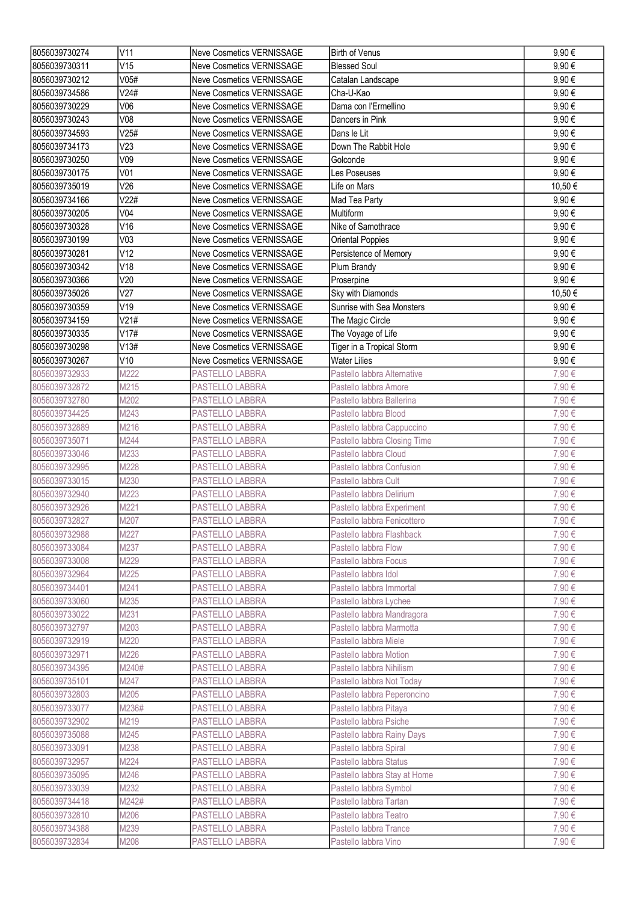| | | | | |
|---|---|---|---|---|
| 8056039730274 | V11 | Neve Cosmetics VERNISSAGE | Birth of Venus | 9,90 € |
| 8056039730311 | V15 | Neve Cosmetics VERNISSAGE | Blessed Soul | 9,90 € |
| 8056039730212 | V05# | Neve Cosmetics VERNISSAGE | Catalan Landscape | 9,90 € |
| 8056039734586 | V24# | Neve Cosmetics VERNISSAGE | Cha-U-Kao | 9,90 € |
| 8056039730229 | V06 | Neve Cosmetics VERNISSAGE | Dama con l'Ermellino | 9,90 € |
| 8056039730243 | V08 | Neve Cosmetics VERNISSAGE | Dancers in Pink | 9,90 € |
| 8056039734593 | V25# | Neve Cosmetics VERNISSAGE | Dans le Lit | 9,90 € |
| 8056039734173 | V23 | Neve Cosmetics VERNISSAGE | Down The Rabbit Hole | 9,90 € |
| 8056039730250 | V09 | Neve Cosmetics VERNISSAGE | Golconde | 9,90 € |
| 8056039730175 | V01 | Neve Cosmetics VERNISSAGE | Les Poseuses | 9,90 € |
| 8056039735019 | V26 | Neve Cosmetics VERNISSAGE | Life on Mars | 10,50 € |
| 8056039734166 | V22# | Neve Cosmetics VERNISSAGE | Mad Tea Party | 9,90 € |
| 8056039730205 | V04 | Neve Cosmetics VERNISSAGE | Multiform | 9,90 € |
| 8056039730328 | V16 | Neve Cosmetics VERNISSAGE | Nike of Samothrace | 9,90 € |
| 8056039730199 | V03 | Neve Cosmetics VERNISSAGE | Oriental Poppies | 9,90 € |
| 8056039730281 | V12 | Neve Cosmetics VERNISSAGE | Persistence of Memory | 9,90 € |
| 8056039730342 | V18 | Neve Cosmetics VERNISSAGE | Plum Brandy | 9,90 € |
| 8056039730366 | V20 | Neve Cosmetics VERNISSAGE | Proserpine | 9,90 € |
| 8056039735026 | V27 | Neve Cosmetics VERNISSAGE | Sky with Diamonds | 10,50 € |
| 8056039730359 | V19 | Neve Cosmetics VERNISSAGE | Sunrise with Sea Monsters | 9,90 € |
| 8056039734159 | V21# | Neve Cosmetics VERNISSAGE | The Magic Circle | 9,90 € |
| 8056039730335 | V17# | Neve Cosmetics VERNISSAGE | The Voyage of Life | 9,90 € |
| 8056039730298 | V13# | Neve Cosmetics VERNISSAGE | Tiger in a Tropical Storm | 9,90 € |
| 8056039730267 | V10 | Neve Cosmetics VERNISSAGE | Water Lilies | 9,90 € |
| 8056039732933 | M222 | PASTELLO LABBRA | Pastello labbra Alternative | 7,90 € |
| 8056039732872 | M215 | PASTELLO LABBRA | Pastello labbra Amore | 7,90 € |
| 8056039732780 | M202 | PASTELLO LABBRA | Pastello labbra Ballerina | 7,90 € |
| 8056039734425 | M243 | PASTELLO LABBRA | Pastello labbra Blood | 7,90 € |
| 8056039732889 | M216 | PASTELLO LABBRA | Pastello labbra Cappuccino | 7,90 € |
| 8056039735071 | M244 | PASTELLO LABBRA | Pastello labbra Closing Time | 7,90 € |
| 8056039733046 | M233 | PASTELLO LABBRA | Pastello labbra Cloud | 7,90 € |
| 8056039732995 | M228 | PASTELLO LABBRA | Pastello labbra Confusion | 7,90 € |
| 8056039733015 | M230 | PASTELLO LABBRA | Pastello labbra Cult | 7,90 € |
| 8056039732940 | M223 | PASTELLO LABBRA | Pastello labbra Delirium | 7,90 € |
| 8056039732926 | M221 | PASTELLO LABBRA | Pastello labbra Experiment | 7,90 € |
| 8056039732827 | M207 | PASTELLO LABBRA | Pastello labbra Fenicottero | 7,90 € |
| 8056039732988 | M227 | PASTELLO LABBRA | Pastello labbra Flashback | 7,90 € |
| 8056039733084 | M237 | PASTELLO LABBRA | Pastello labbra Flow | 7,90 € |
| 8056039733008 | M229 | PASTELLO LABBRA | Pastello labbra Focus | 7,90 € |
| 8056039732964 | M225 | PASTELLO LABBRA | Pastello labbra Idol | 7,90 € |
| 8056039734401 | M241 | PASTELLO LABBRA | Pastello labbra Immortal | 7,90 € |
| 8056039733060 | M235 | PASTELLO LABBRA | Pastello labbra Lychee | 7,90 € |
| 8056039733022 | M231 | PASTELLO LABBRA | Pastello labbra Mandragora | 7,90 € |
| 8056039732797 | M203 | PASTELLO LABBRA | Pastello labbra Marmotta | 7,90 € |
| 8056039732919 | M220 | PASTELLO LABBRA | Pastello labbra Miele | 7,90 € |
| 8056039732971 | M226 | PASTELLO LABBRA | Pastello labbra Motion | 7,90 € |
| 8056039734395 | M240# | PASTELLO LABBRA | Pastello labbra Nihilism | 7,90 € |
| 8056039735101 | M247 | PASTELLO LABBRA | Pastello labbra Not Today | 7,90 € |
| 8056039732803 | M205 | PASTELLO LABBRA | Pastello labbra Peperoncino | 7,90 € |
| 8056039733077 | M236# | PASTELLO LABBRA | Pastello labbra Pitaya | 7,90 € |
| 8056039732902 | M219 | PASTELLO LABBRA | Pastello labbra Psiche | 7,90 € |
| 8056039735088 | M245 | PASTELLO LABBRA | Pastello labbra Rainy Days | 7,90 € |
| 8056039733091 | M238 | PASTELLO LABBRA | Pastello labbra Spiral | 7,90 € |
| 8056039732957 | M224 | PASTELLO LABBRA | Pastello labbra Status | 7,90 € |
| 8056039735095 | M246 | PASTELLO LABBRA | Pastello labbra Stay at Home | 7,90 € |
| 8056039733039 | M232 | PASTELLO LABBRA | Pastello labbra Symbol | 7,90 € |
| 8056039734418 | M242# | PASTELLO LABBRA | Pastello labbra Tartan | 7,90 € |
| 8056039732810 | M206 | PASTELLO LABBRA | Pastello labbra Teatro | 7,90 € |
| 8056039734388 | M239 | PASTELLO LABBRA | Pastello labbra Trance | 7,90 € |
| 8056039732834 | M208 | PASTELLO LABBRA | Pastello labbra Vino | 7,90 € |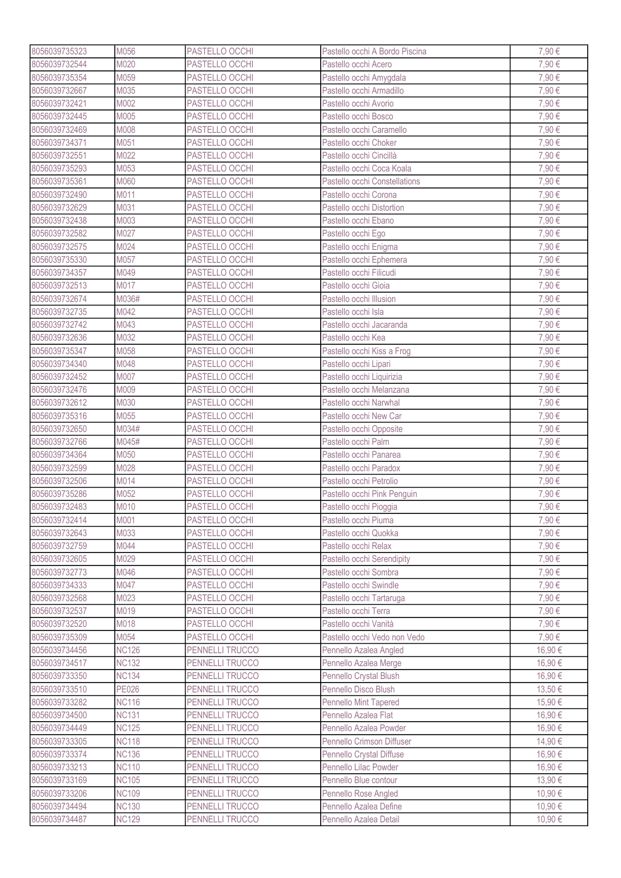| | | | | |
|---|---|---|---|---|
| 8056039735323 | M056 | PASTELLO OCCHI | Pastello occhi A Bordo Piscina | 7,90 € |
| 8056039732544 | M020 | PASTELLO OCCHI | Pastello occhi Acero | 7,90 € |
| 8056039735354 | M059 | PASTELLO OCCHI | Pastello occhi Amygdala | 7,90 € |
| 8056039732667 | M035 | PASTELLO OCCHI | Pastello occhi Armadillo | 7,90 € |
| 8056039732421 | M002 | PASTELLO OCCHI | Pastello occhi Avorio | 7,90 € |
| 8056039732445 | M005 | PASTELLO OCCHI | Pastello occhi Bosco | 7,90 € |
| 8056039732469 | M008 | PASTELLO OCCHI | Pastello occhi Caramello | 7,90 € |
| 8056039734371 | M051 | PASTELLO OCCHI | Pastello occhi Choker | 7,90 € |
| 8056039732551 | M022 | PASTELLO OCCHI | Pastello occhi Cincillà | 7,90 € |
| 8056039735293 | M053 | PASTELLO OCCHI | Pastello occhi Coca Koala | 7,90 € |
| 8056039735361 | M060 | PASTELLO OCCHI | Pastello occhi Constellations | 7,90 € |
| 8056039732490 | M011 | PASTELLO OCCHI | Pastello occhi Corona | 7,90 € |
| 8056039732629 | M031 | PASTELLO OCCHI | Pastello occhi Distortion | 7,90 € |
| 8056039732438 | M003 | PASTELLO OCCHI | Pastello occhi Ebano | 7,90 € |
| 8056039732582 | M027 | PASTELLO OCCHI | Pastello occhi Ego | 7,90 € |
| 8056039732575 | M024 | PASTELLO OCCHI | Pastello occhi Enigma | 7,90 € |
| 8056039735330 | M057 | PASTELLO OCCHI | Pastello occhi Ephemera | 7,90 € |
| 8056039734357 | M049 | PASTELLO OCCHI | Pastello occhi Filicudi | 7,90 € |
| 8056039732513 | M017 | PASTELLO OCCHI | Pastello occhi Gioia | 7,90 € |
| 8056039732674 | M036# | PASTELLO OCCHI | Pastello occhi Illusion | 7,90 € |
| 8056039732735 | M042 | PASTELLO OCCHI | Pastello occhi Isla | 7,90 € |
| 8056039732742 | M043 | PASTELLO OCCHI | Pastello occhi Jacaranda | 7,90 € |
| 8056039732636 | M032 | PASTELLO OCCHI | Pastello occhi Kea | 7,90 € |
| 8056039735347 | M058 | PASTELLO OCCHI | Pastello occhi Kiss a Frog | 7,90 € |
| 8056039734340 | M048 | PASTELLO OCCHI | Pastello occhi Lipari | 7,90 € |
| 8056039732452 | M007 | PASTELLO OCCHI | Pastello occhi Liquirizia | 7,90 € |
| 8056039732476 | M009 | PASTELLO OCCHI | Pastello occhi Melanzana | 7,90 € |
| 8056039732612 | M030 | PASTELLO OCCHI | Pastello occhi Narwhal | 7,90 € |
| 8056039735316 | M055 | PASTELLO OCCHI | Pastello occhi New Car | 7,90 € |
| 8056039732650 | M034# | PASTELLO OCCHI | Pastello occhi Opposite | 7,90 € |
| 8056039732766 | M045# | PASTELLO OCCHI | Pastello occhi Palm | 7,90 € |
| 8056039734364 | M050 | PASTELLO OCCHI | Pastello occhi Panarea | 7,90 € |
| 8056039732599 | M028 | PASTELLO OCCHI | Pastello occhi Paradox | 7,90 € |
| 8056039732506 | M014 | PASTELLO OCCHI | Pastello occhi Petrolio | 7,90 € |
| 8056039735286 | M052 | PASTELLO OCCHI | Pastello occhi Pink Penguin | 7,90 € |
| 8056039732483 | M010 | PASTELLO OCCHI | Pastello occhi Pioggia | 7,90 € |
| 8056039732414 | M001 | PASTELLO OCCHI | Pastello occhi Piuma | 7,90 € |
| 8056039732643 | M033 | PASTELLO OCCHI | Pastello occhi Quokka | 7,90 € |
| 8056039732759 | M044 | PASTELLO OCCHI | Pastello occhi Relax | 7,90 € |
| 8056039732605 | M029 | PASTELLO OCCHI | Pastello occhi Serendipity | 7,90 € |
| 8056039732773 | M046 | PASTELLO OCCHI | Pastello occhi Sombra | 7,90 € |
| 8056039734333 | M047 | PASTELLO OCCHI | Pastello occhi Swindle | 7,90 € |
| 8056039732568 | M023 | PASTELLO OCCHI | Pastello occhi Tartaruga | 7,90 € |
| 8056039732537 | M019 | PASTELLO OCCHI | Pastello occhi Terra | 7,90 € |
| 8056039732520 | M018 | PASTELLO OCCHI | Pastello occhi Vanità | 7,90 € |
| 8056039735309 | M054 | PASTELLO OCCHI | Pastello occhi Vedo non Vedo | 7,90 € |
| 8056039734456 | NC126 | PENNELLI TRUCCO | Pennello Azalea Angled | 16,90 € |
| 8056039734517 | NC132 | PENNELLI TRUCCO | Pennello Azalea Merge | 16,90 € |
| 8056039733350 | NC134 | PENNELLI TRUCCO | Pennello Crystal Blush | 16,90 € |
| 8056039733510 | PE026 | PENNELLI TRUCCO | Pennello Disco Blush | 13,50 € |
| 8056039733282 | NC116 | PENNELLI TRUCCO | Pennello Mint Tapered | 15,90 € |
| 8056039734500 | NC131 | PENNELLI TRUCCO | Pennello Azalea Flat | 16,90 € |
| 8056039734449 | NC125 | PENNELLI TRUCCO | Pennello Azalea Powder | 16,90 € |
| 8056039733305 | NC118 | PENNELLI TRUCCO | Pennello Crimson Diffuser | 14,90 € |
| 8056039733374 | NC136 | PENNELLI TRUCCO | Pennello Crystal Diffuse | 16,90 € |
| 8056039733213 | NC110 | PENNELLI TRUCCO | Pennello Lilac Powder | 16,90 € |
| 8056039733169 | NC105 | PENNELLI TRUCCO | Pennello Blue contour | 13,90 € |
| 8056039733206 | NC109 | PENNELLI TRUCCO | Pennello Rose Angled | 10,90 € |
| 8056039734494 | NC130 | PENNELLI TRUCCO | Pennello Azalea Define | 10,90 € |
| 8056039734487 | NC129 | PENNELLI TRUCCO | Pennello Azalea Detail | 10,90 € |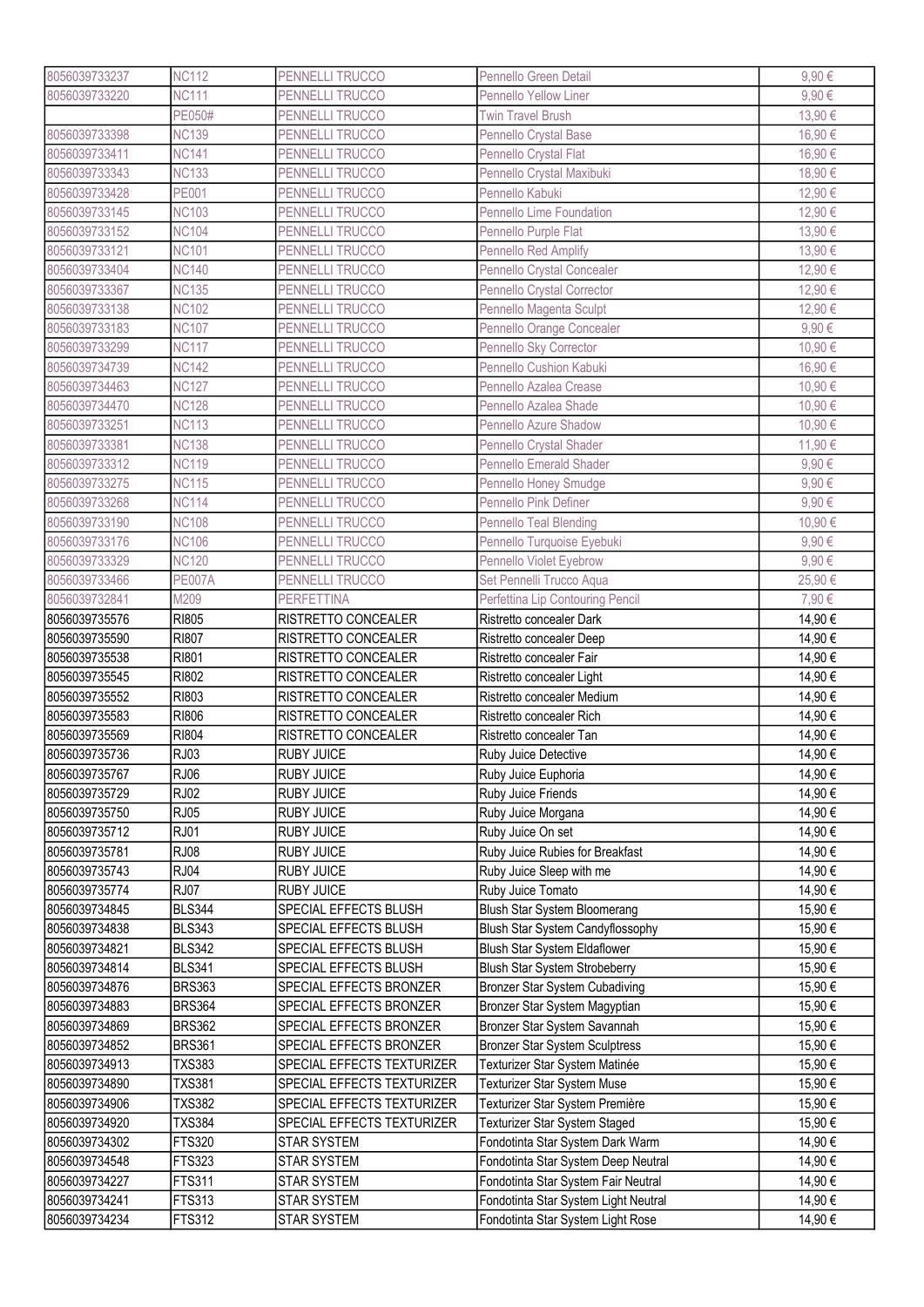| 8056039733237 | NC112 | PENNELLI TRUCCO | Pennello Green Detail | 9,90 € |
|---|---|---|---|---|
| 8056039733220 | NC111 | PENNELLI TRUCCO | Pennello Yellow Liner | 9,90 € |
| | PE050# | PENNELLI TRUCCO | Twin Travel Brush | 13,90 € |
| 8056039733398 | NC139 | PENNELLI TRUCCO | Pennello Crystal Base | 16,90 € |
| 8056039733411 | NC141 | PENNELLI TRUCCO | Pennello Crystal Flat | 16,90 € |
| 8056039733343 | NC133 | PENNELLI TRUCCO | Pennello Crystal Maxibuki | 18,90 € |
| 8056039733428 | PE001 | PENNELLI TRUCCO | Pennello Kabuki | 12,90 € |
| 8056039733145 | NC103 | PENNELLI TRUCCO | Pennello Lime Foundation | 12,90 € |
| 8056039733152 | NC104 | PENNELLI TRUCCO | Pennello Purple Flat | 13,90 € |
| 8056039733121 | NC101 | PENNELLI TRUCCO | Pennello Red Amplify | 13,90 € |
| 8056039733404 | NC140 | PENNELLI TRUCCO | Pennello Crystal Concealer | 12,90 € |
| 8056039733367 | NC135 | PENNELLI TRUCCO | Pennello Crystal Corrector | 12,90 € |
| 8056039733138 | NC102 | PENNELLI TRUCCO | Pennello Magenta Sculpt | 12,90 € |
| 8056039733183 | NC107 | PENNELLI TRUCCO | Pennello Orange Concealer | 9,90 € |
| 8056039733299 | NC117 | PENNELLI TRUCCO | Pennello Sky Corrector | 10,90 € |
| 8056039734739 | NC142 | PENNELLI TRUCCO | Pennello Cushion Kabuki | 16,90 € |
| 8056039734463 | NC127 | PENNELLI TRUCCO | Pennello Azalea Crease | 10,90 € |
| 8056039734470 | NC128 | PENNELLI TRUCCO | Pennello Azalea Shade | 10,90 € |
| 8056039733251 | NC113 | PENNELLI TRUCCO | Pennello Azure Shadow | 10,90 € |
| 8056039733381 | NC138 | PENNELLI TRUCCO | Pennello Crystal Shader | 11,90 € |
| 8056039733312 | NC119 | PENNELLI TRUCCO | Pennello Emerald Shader | 9,90 € |
| 8056039733275 | NC115 | PENNELLI TRUCCO | Pennello Honey Smudge | 9,90 € |
| 8056039733268 | NC114 | PENNELLI TRUCCO | Pennello Pink Definer | 9,90 € |
| 8056039733190 | NC108 | PENNELLI TRUCCO | Pennello Teal Blending | 10,90 € |
| 8056039733176 | NC106 | PENNELLI TRUCCO | Pennello Turquoise Eyebuki | 9,90 € |
| 8056039733329 | NC120 | PENNELLI TRUCCO | Pennello Violet Eyebrow | 9,90 € |
| 8056039733466 | PE007A | PENNELLI TRUCCO | Set Pennelli Trucco Aqua | 25,90 € |
| 8056039732841 | M209 | PERFETTINA | Perfettina Lip Contouring Pencil | 7,90 € |
| 8056039735576 | RI805 | RISTRETTO CONCEALER | Ristretto concealer Dark | 14,90 € |
| 8056039735590 | RI807 | RISTRETTO CONCEALER | Ristretto concealer Deep | 14,90 € |
| 8056039735538 | RI801 | RISTRETTO CONCEALER | Ristretto concealer Fair | 14,90 € |
| 8056039735545 | RI802 | RISTRETTO CONCEALER | Ristretto concealer Light | 14,90 € |
| 8056039735552 | RI803 | RISTRETTO CONCEALER | Ristretto concealer Medium | 14,90 € |
| 8056039735583 | RI806 | RISTRETTO CONCEALER | Ristretto concealer Rich | 14,90 € |
| 8056039735569 | RI804 | RISTRETTO CONCEALER | Ristretto concealer Tan | 14,90 € |
| 8056039735736 | RJ03 | RUBY JUICE | Ruby Juice Detective | 14,90 € |
| 8056039735767 | RJ06 | RUBY JUICE | Ruby Juice Euphoria | 14,90 € |
| 8056039735729 | RJ02 | RUBY JUICE | Ruby Juice Friends | 14,90 € |
| 8056039735750 | RJ05 | RUBY JUICE | Ruby Juice Morgana | 14,90 € |
| 8056039735712 | RJ01 | RUBY JUICE | Ruby Juice On set | 14,90 € |
| 8056039735781 | RJ08 | RUBY JUICE | Ruby Juice Rubies for Breakfast | 14,90 € |
| 8056039735743 | RJ04 | RUBY JUICE | Ruby Juice Sleep with me | 14,90 € |
| 8056039735774 | RJ07 | RUBY JUICE | Ruby Juice Tomato | 14,90 € |
| 8056039734845 | BLS344 | SPECIAL EFFECTS BLUSH | Blush Star System Bloomerang | 15,90 € |
| 8056039734838 | BLS343 | SPECIAL EFFECTS BLUSH | Blush Star System Candyflossophy | 15,90 € |
| 8056039734821 | BLS342 | SPECIAL EFFECTS BLUSH | Blush Star System Eldaflower | 15,90 € |
| 8056039734814 | BLS341 | SPECIAL EFFECTS BLUSH | Blush Star System Strobeberry | 15,90 € |
| 8056039734876 | BRS363 | SPECIAL EFFECTS BRONZER | Bronzer Star System Cubadiving | 15,90 € |
| 8056039734883 | BRS364 | SPECIAL EFFECTS BRONZER | Bronzer Star System Magyptian | 15,90 € |
| 8056039734869 | BRS362 | SPECIAL EFFECTS BRONZER | Bronzer Star System Savannah | 15,90 € |
| 8056039734852 | BRS361 | SPECIAL EFFECTS BRONZER | Bronzer Star System Sculptress | 15,90 € |
| 8056039734913 | TXS383 | SPECIAL EFFECTS TEXTURIZER | Texturizer Star System Matinée | 15,90 € |
| 8056039734890 | TXS381 | SPECIAL EFFECTS TEXTURIZER | Texturizer Star System Muse | 15,90 € |
| 8056039734906 | TXS382 | SPECIAL EFFECTS TEXTURIZER | Texturizer Star System Première | 15,90 € |
| 8056039734920 | TXS384 | SPECIAL EFFECTS TEXTURIZER | Texturizer Star System Staged | 15,90 € |
| 8056039734302 | FTS320 | STAR SYSTEM | Fondotinta Star System Dark Warm | 14,90 € |
| 8056039734548 | FTS323 | STAR SYSTEM | Fondotinta Star System Deep Neutral | 14,90 € |
| 8056039734227 | FTS311 | STAR SYSTEM | Fondotinta Star System Fair Neutral | 14,90 € |
| 8056039734241 | FTS313 | STAR SYSTEM | Fondotinta Star System Light Neutral | 14,90 € |
| 8056039734234 | FTS312 | STAR SYSTEM | Fondotinta Star System Light Rose | 14,90 € |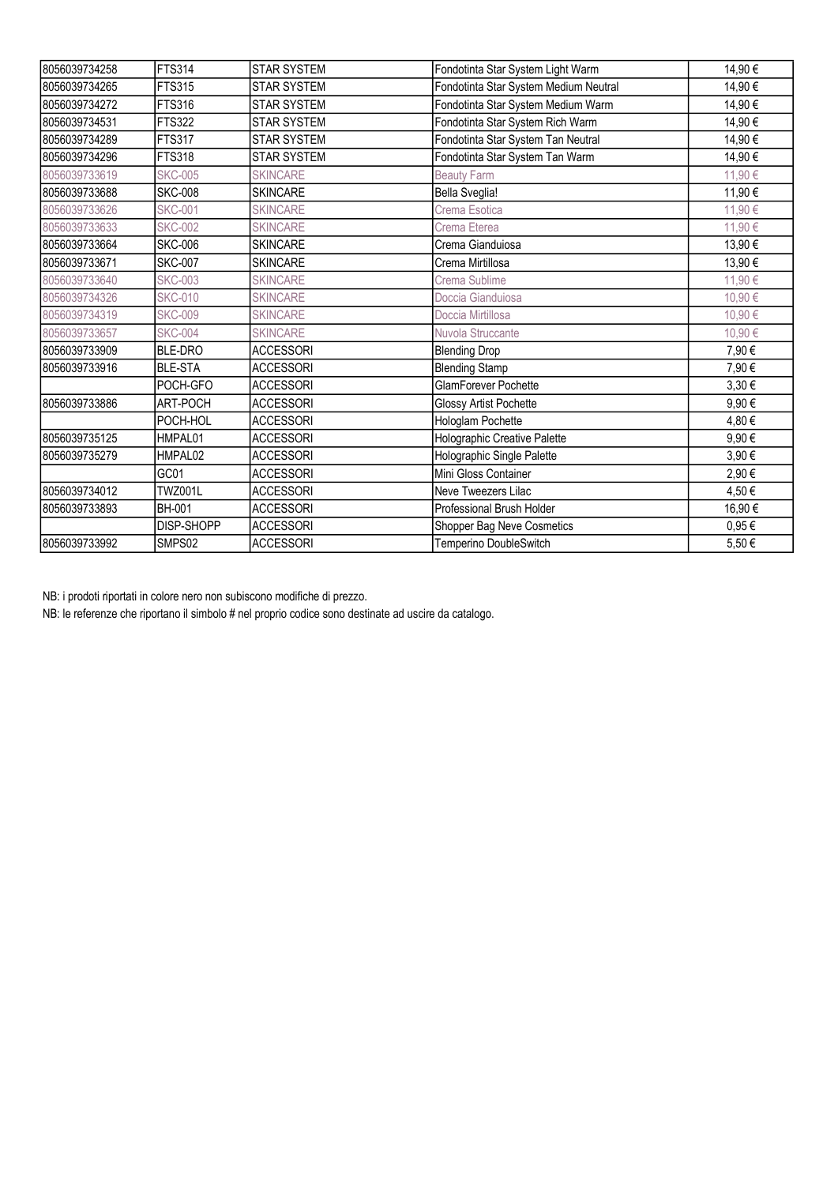| | | | | |
|---|---|---|---|---|
| 8056039734258 | FTS314 | STAR SYSTEM | Fondotinta Star System Light Warm | 14,90 € |
| 8056039734265 | FTS315 | STAR SYSTEM | Fondotinta Star System Medium Neutral | 14,90 € |
| 8056039734272 | FTS316 | STAR SYSTEM | Fondotinta Star System Medium Warm | 14,90 € |
| 8056039734531 | FTS322 | STAR SYSTEM | Fondotinta Star System Rich Warm | 14,90 € |
| 8056039734289 | FTS317 | STAR SYSTEM | Fondotinta Star System Tan Neutral | 14,90 € |
| 8056039734296 | FTS318 | STAR SYSTEM | Fondotinta Star System Tan Warm | 14,90 € |
| 8056039733619 | SKC-005 | SKINCARE | Beauty Farm | 11,90 € |
| 8056039733688 | SKC-008 | SKINCARE | Bella Sveglia! | 11,90 € |
| 8056039733626 | SKC-001 | SKINCARE | Crema Esotica | 11,90 € |
| 8056039733633 | SKC-002 | SKINCARE | Crema Eterea | 11,90 € |
| 8056039733664 | SKC-006 | SKINCARE | Crema Gianduiosa | 13,90 € |
| 8056039733671 | SKC-007 | SKINCARE | Crema Mirtillosa | 13,90 € |
| 8056039733640 | SKC-003 | SKINCARE | Crema Sublime | 11,90 € |
| 8056039734326 | SKC-010 | SKINCARE | Doccia Gianduiosa | 10,90 € |
| 8056039734319 | SKC-009 | SKINCARE | Doccia Mirtillosa | 10,90 € |
| 8056039733657 | SKC-004 | SKINCARE | Nuvola Struccante | 10,90 € |
| 8056039733909 | BLE-DRO | ACCESSORI | Blending Drop | 7,90 € |
| 8056039733916 | BLE-STA | ACCESSORI | Blending Stamp | 7,90 € |
| | POCH-GFO | ACCESSORI | GlamForever Pochette | 3,30 € |
| 8056039733886 | ART-POCH | ACCESSORI | Glossy Artist Pochette | 9,90 € |
| | POCH-HOL | ACCESSORI | Hologlam Pochette | 4,80 € |
| 8056039735125 | HMPAL01 | ACCESSORI | Holographic Creative Palette | 9,90 € |
| 8056039735279 | HMPAL02 | ACCESSORI | Holographic Single Palette | 3,90 € |
| | GC01 | ACCESSORI | Mini Gloss Container | 2,90 € |
| 8056039734012 | TWZ001L | ACCESSORI | Neve Tweezers Lilac | 4,50 € |
| 8056039733893 | BH-001 | ACCESSORI | Professional Brush Holder | 16,90 € |
| | DISP-SHOPP | ACCESSORI | Shopper Bag Neve Cosmetics | 0,95 € |
| 8056039733992 | SMPS02 | ACCESSORI | Temperino DoubleSwitch | 5,50 € |

NB: i prodotti riportati in colore nero non subiscono modifiche di prezzo.

NB: le referenze che riportano il simbolo # nel proprio codice sono destinate ad uscire da catalogo.